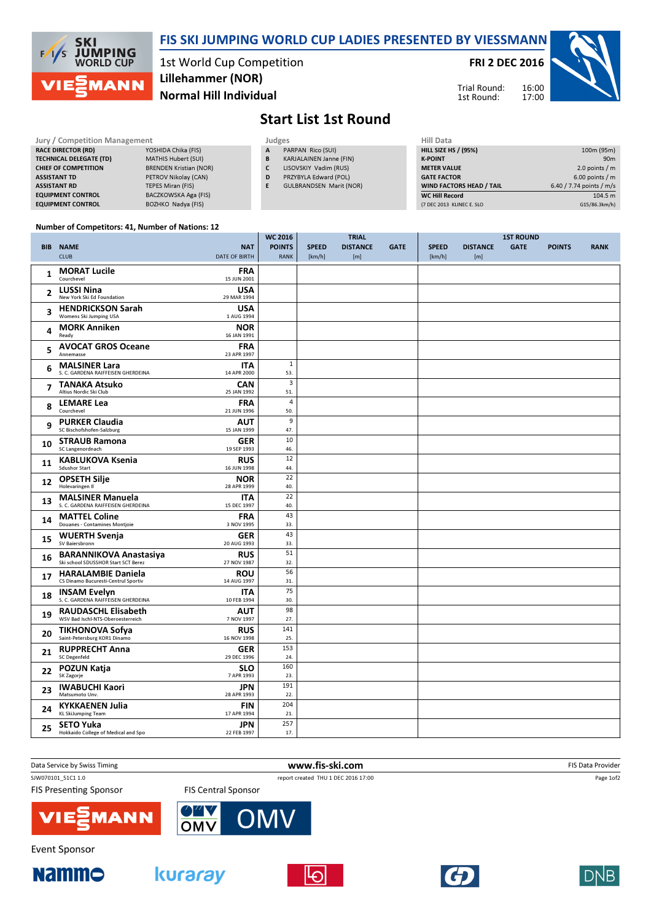# FIS SKI JUMPING WORLD CUP LADIES PRESENTED BY VIESSMANN

1st World Cup Competition
**Lillehammer (NOR)**
**Normal Hill Individual**

**FRI 2 DEC 2016**

Trial Round: 16:00
1st Round: 17:00

## Start List 1st Round

| Jury / Competition Management | |
|---|---|
| RACE DIRECTOR (RD) | YOSHIDA Chika (FIS) |
| TECHNICAL DELEGATE (TD) | MATHIS Hubert (SUI) |
| CHIEF OF COMPETITION | BRENDEN Kristian (NOR) |
| ASSISTANT TD | PETROV Nikolay (CAN) |
| ASSISTANT RD | TEPES Miran (FIS) |
| EQUIPMENT CONTROL | BACZKOWSKA Aga (FIS) |
| EQUIPMENT CONTROL | BOZHKO Nadya (FIS) |

| Judges | |
|---|---|
| A | PARPAN Rico (SUI) |
| B | KARJALAINEN Janne (FIN) |
| C | LISOVSKIY Vadim (RUS) |
| D | PRZYBYLA Edward (POL) |
| E | GULBRANDSEN Marit (NOR) |

| Hill Data | |
|---|---|
| HILL SIZE HS / (95%) | 100m (95m) |
| K-POINT | 90m |
| METER VALUE | 2.0 points / m |
| GATE FACTOR | 6.00 points / m |
| WIND FACTORS HEAD / TAIL | 6.40 / 7.74 points / m/s |
| WC Hill Record | 104.5 m |
| (7 DEC 2013 KLINEC E. SLO | G15/86.3km/h) |

Number of Competitors: 41, Number of Nations: 12

| BIB | NAME<br>CLUB | NAT<br>DATE OF BIRTH | WC 2016 POINTS<br>RANK | TRIAL SPEED [km/h] | TRIAL DISTANCE [m] | TRIAL GATE | 1ST ROUND SPEED [km/h] | 1ST ROUND DISTANCE [m] | 1ST ROUND GATE | POINTS | RANK |
|---|---|---|---|---|---|---|---|---|---|---|---|
| 1 | **MORAT Lucile**<br>Courchevel | FRA<br>15 JUN 2001 | | | | | | | | | |
| 2 | **LUSSI Nina**<br>New York Ski Ed Foundation | USA<br>29 MAR 1994 | | | | | | | | | |
| 3 | **HENDRICKSON Sarah**<br>Womens Ski Jumping USA | USA<br>1 AUG 1994 | | | | | | | | | |
| 4 | **MORK Anniken**<br>Ready | NOR<br>16 JAN 1991 | | | | | | | | | |
| 5 | **AVOCAT GROS Oceane**<br>Annemasse | FRA<br>23 APR 1997 | | | | | | | | | |
| 6 | **MALSINER Lara**<br>S. C. GARDENA RAIFFEISEN GHERDEINA | ITA<br>14 APR 2000 | 1<br>53. | | | | | | | | |
| 7 | **TANAKA Atsuko**<br>Altius Nordic Ski Club | CAN<br>25 JAN 1992 | 3<br>51. | | | | | | | | |
| 8 | **LEMARE Lea**<br>Courchevel | FRA<br>21 JUN 1996 | 4<br>50. | | | | | | | | |
| 9 | **PURKER Claudia**<br>SC Bischofshofen-Salzburg | AUT<br>15 JAN 1999 | 9<br>47. | | | | | | | | |
| 10 | **STRAUB Ramona**<br>SC Langenordnach | GER<br>19 SEP 1993 | 10<br>46. | | | | | | | | |
| 11 | **KABLUKOVA Ksenia**<br>Sdushor Start | RUS<br>16 JUN 1998 | 12<br>44. | | | | | | | | |
| 12 | **OPSETH Silje**<br>Holevaringen Il | NOR<br>28 APR 1999 | 22<br>40. | | | | | | | | |
| 13 | **MALSINER Manuela**<br>S. C. GARDENA RAIFFEISEN GHERDEINA | ITA<br>15 DEC 1997 | 22<br>40. | | | | | | | | |
| 14 | **MATTEL Coline**<br>Douanes - Contamines Montjoie | FRA<br>3 NOV 1995 | 43<br>33. | | | | | | | | |
| 15 | **WUERTH Svenja**<br>SV Baiersbronn | GER<br>20 AUG 1993 | 43<br>33. | | | | | | | | |
| 16 | **BARANNIKOVA Anastasiya**<br>Ski school SDUSSHOR Start SCT Berez | RUS<br>27 NOV 1987 | 51<br>32. | | | | | | | | |
| 17 | **HARALAMBIE Daniela**<br>CS Dinamo Bucuresti-Centrul Sportiv | ROU<br>14 AUG 1997 | 56<br>31. | | | | | | | | |
| 18 | **INSAM Evelyn**<br>S. C. GARDENA RAIFFEISEN GHERDEINA | ITA<br>10 FEB 1994 | 75<br>30. | | | | | | | | |
| 19 | **RAUDASCHL Elisabeth**<br>WSV Bad Ischl-NTS-Oberoesterreich | AUT<br>7 NOV 1997 | 98<br>27. | | | | | | | | |
| 20 | **TIKHONOVA Sofya**<br>Saint-Petersburg KOR1 Dinamo | RUS<br>16 NOV 1998 | 141<br>25. | | | | | | | | |
| 21 | **RUPPRECHT Anna**<br>SC Degenfeld | GER<br>29 DEC 1996 | 153<br>24. | | | | | | | | |
| 22 | **POZUN Katja**<br>SK Zagorje | SLO<br>7 APR 1993 | 160<br>23. | | | | | | | | |
| 23 | **IWABUCHI Kaori**<br>Matsumoto Unv. | JPN<br>28 APR 1993 | 191<br>22. | | | | | | | | |
| 24 | **KYKKAENEN Julia**<br>KL SkiJumping Team | FIN<br>17 APR 1994 | 204<br>21. | | | | | | | | |
| 25 | **SETO Yuka**<br>Hokkaido College of Medical and Spo | JPN<br>22 FEB 1997 | 257<br>17. | | | | | | | | |

Data Service by Swiss Timing — www.fis-ski.com — FIS Data Provider

SJW070101_51C1 1.0 — report created THU 1 DEC 2016 17:00

FIS Presenting Sponsor — FIS Central Sponsor

Event Sponsor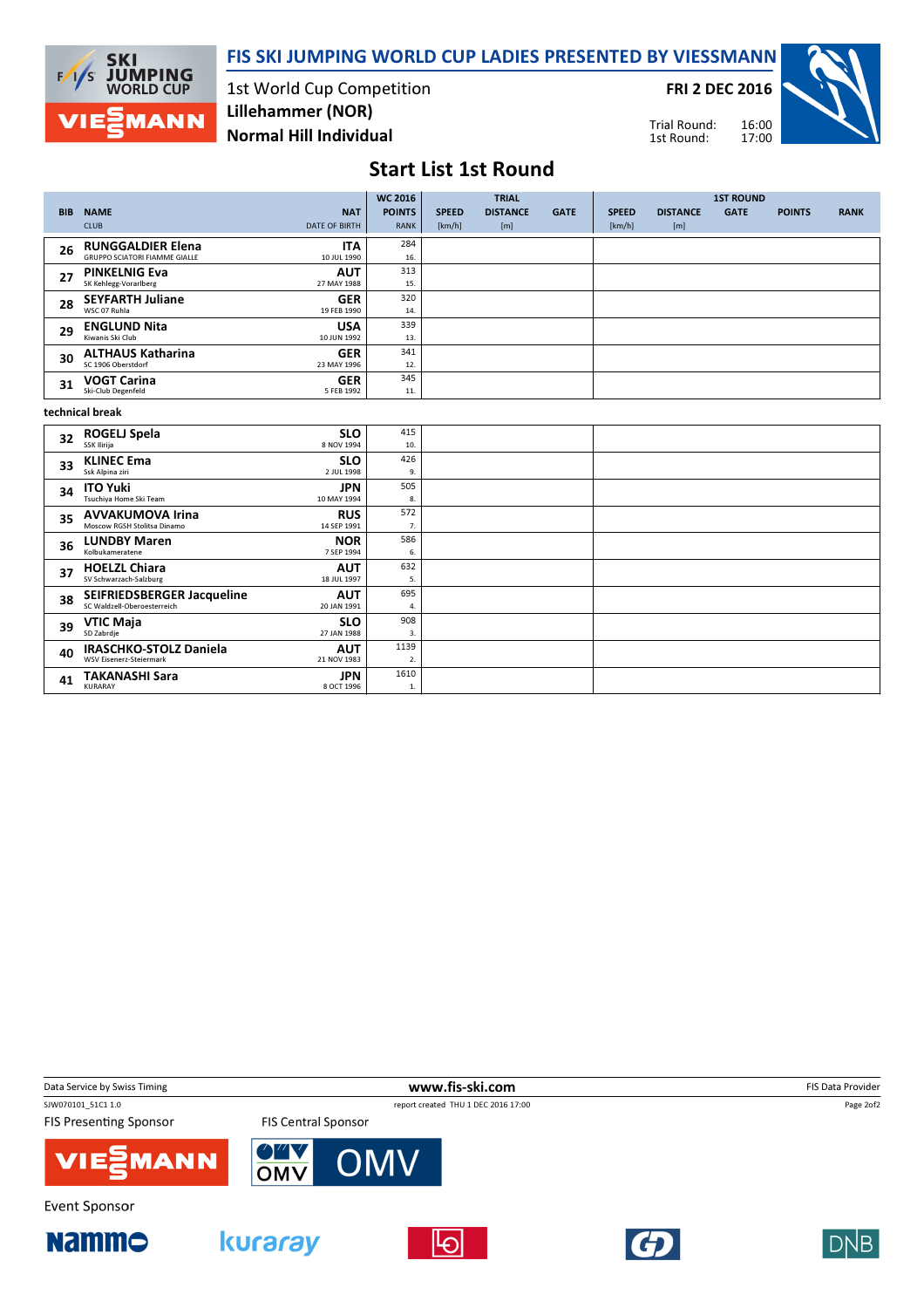# FIS SKI JUMPING WORLD CUP LADIES PRESENTED BY VIESSMANN

1st World Cup Competition
**Lillehammer (NOR)**
**Normal Hill Individual**

**FRI 2 DEC 2016**

Trial Round: 16:00
1st Round: 17:00

## Start List 1st Round

| BIB | NAME / CLUB | NAT / DATE OF BIRTH | WC 2016 POINTS / RANK | TRIAL SPEED [km/h] | TRIAL DISTANCE [m] | TRIAL GATE | 1ST ROUND SPEED [km/h] | 1ST ROUND DISTANCE [m] | 1ST ROUND GATE | POINTS | RANK |
|---|---|---|---|---|---|---|---|---|---|---|---|
| 26 | **RUNGGALDIER Elena** GRUPPO SCIATORI FIAMME GIALLE | ITA 10 JUL 1990 | 284 16. | | | | | | | | |
| 27 | **PINKELNIG Eva** SK Kehlegg-Vorarlberg | AUT 27 MAY 1988 | 313 15. | | | | | | | | |
| 28 | **SEYFARTH Juliane** WSC 07 Ruhla | GER 19 FEB 1990 | 320 14. | | | | | | | | |
| 29 | **ENGLUND Nita** Kiwanis Ski Club | USA 10 JUN 1992 | 339 13. | | | | | | | | |
| 30 | **ALTHAUS Katharina** SC 1906 Oberstdorf | GER 23 MAY 1996 | 341 12. | | | | | | | | |
| 31 | **VOGT Carina** Ski-Club Degenfeld | GER 5 FEB 1992 | 345 11. | | | | | | | | |
| | technical break | | | | | | | | | | |
| 32 | **ROGELJ Spela** SSK Ilirija | SLO 8 NOV 1994 | 415 10. | | | | | | | | |
| 33 | **KLINEC Ema** Ssk Alpina ziri | SLO 2 JUL 1998 | 426 9. | | | | | | | | |
| 34 | **ITO Yuki** Tsuchiya Home Ski Team | JPN 10 MAY 1994 | 505 8. | | | | | | | | |
| 35 | **AVVAKUMOVA Irina** Moscow RGSH Stolitsa Dinamo | RUS 14 SEP 1991 | 572 7. | | | | | | | | |
| 36 | **LUNDBY Maren** Kolbukameratene | NOR 7 SEP 1994 | 586 6. | | | | | | | | |
| 37 | **HOELZL Chiara** SV Schwarzach-Salzburg | AUT 18 JUL 1997 | 632 5. | | | | | | | | |
| 38 | **SEIFRIEDSBERGER Jacqueline** SC Waldzell-Oberoesterreich | AUT 20 JAN 1991 | 695 4. | | | | | | | | |
| 39 | **VTIC Maja** SD Zabrdje | SLO 27 JAN 1988 | 908 3. | | | | | | | | |
| 40 | **IRASCHKO-STOLZ Daniela** WSV Eisenerz-Steiermark | AUT 21 NOV 1983 | 1139 2. | | | | | | | | |
| 41 | **TAKANASHI Sara** KURARAY | JPN 8 OCT 1996 | 1610 1. | | | | | | | | |

Data Service by Swiss Timing — www.fis-ski.com — FIS Data Provider

SJW070101_51C1 1.0 — report created THU 1 DEC 2016 17:00

FIS Presenting Sponsor: VIESSMANN
FIS Central Sponsor: OMV
Event Sponsor: Nammo, kuraray, DNB